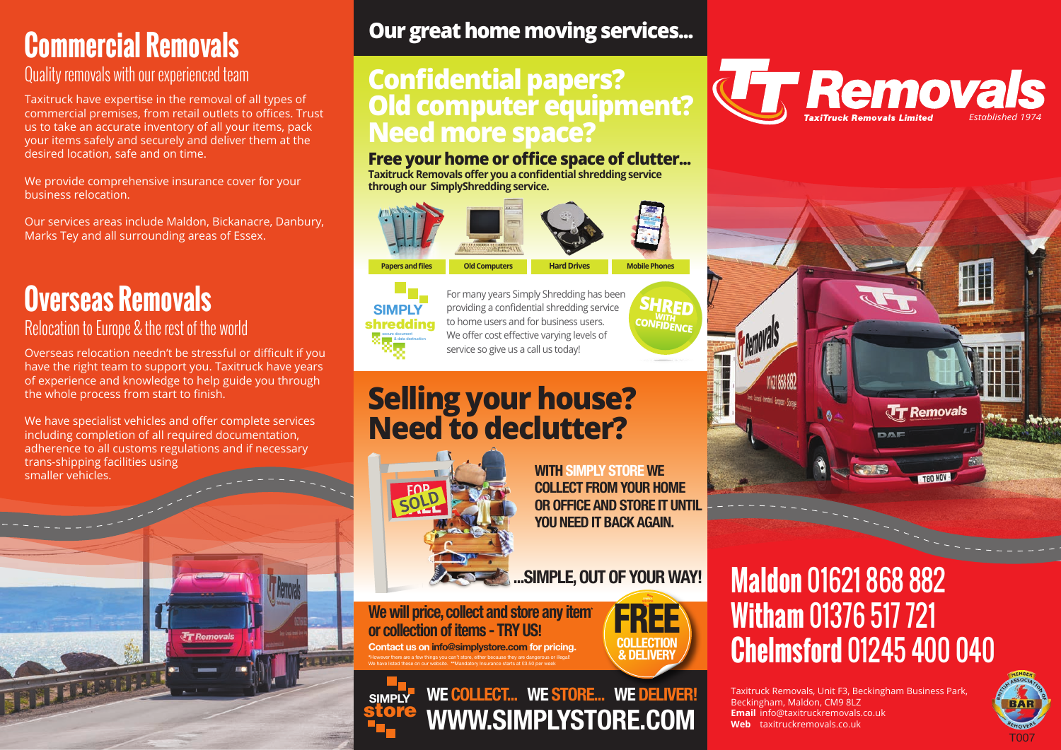# Commercial Removals

## Quality removals with our experienced team

Taxitruck have expertise in the removal of all types of commercial premises, from retail outlets to offices. Trust us to take an accurate inventory of all your items, pack your items safely and securely and deliver them at the desired location, safe and on time.

We provide comprehensive insurance cover for your business relocation.

Our services areas include Maldon, Bickanacre, Danbury, Marks Tey and all surrounding areas of Essex.

# Overseas Removals

## Relocation to Europe & the rest of the world

Overseas relocation needn't be stressful or difficult if you have the right team to support you. Taxitruck have years of experience and knowledge to help guide you through the whole process from start to finish.

We have specialist vehicles and offer complete services including completion of all required documentation, adherence to all customs regulations and if necessary trans-shipping facilities using smaller vehicles.

# Our great home moving services...

## Confidential papers? Old computer equipment? Need more space?

### Free your home or office space of clutter...

**Taxitruck Removals offer you a confidential shredding service through our SimplyShredding service.**

Papers and files | Old Computers | Hard Drives | Mobile Phones

SIMPLY shredding – secure document & data destruction

For many years Simply Shredding has been providing a confidential shredding service to home users and for business users. We offer cost effective varying levels of service so give us a call us today!

SHRED WITH CONFIDENCE

## Selling your house? Need to declutter?

**WITH SIMPLY STORE WE COLLECT FROM YOUR HOME OR OFFICE AND STORE IT UNTIL YOU NEED IT BACK AGAIN.**

**...SIMPLE, OUT OF YOUR WAY!**

**We will price, collect and store any item\* or collection of items - TRY US!**

**Contact us on info@simplystore.com for pricing.**

\*However there are a few things you can't store, either because they are dangerous or illegal! We have listed these on our website. \*\*Mandatory Insurance starts at £3.50 per week

**FREE COLLECTION & DELIVERY**

SIMPLY store

**WE COLLECT... WE STORE... WE DELIVER!**

**WWW.SIMPLYSTORE.COM**

# TT Removals

TaxiTruck Removals Limited

*Established 1974*

# Maldon 01621 868 882
# Witham 01376 517 721
# Chelmsford 01245 400 040

Taxitruck Removals, Unit F3, Beckingham Business Park, Beckingham, Maldon, CM9 8LZ
**Email** info@taxitruckremovals.co.uk
**Web** taxitruckremovals.co.uk

Member – British Association of Removers – BAR T007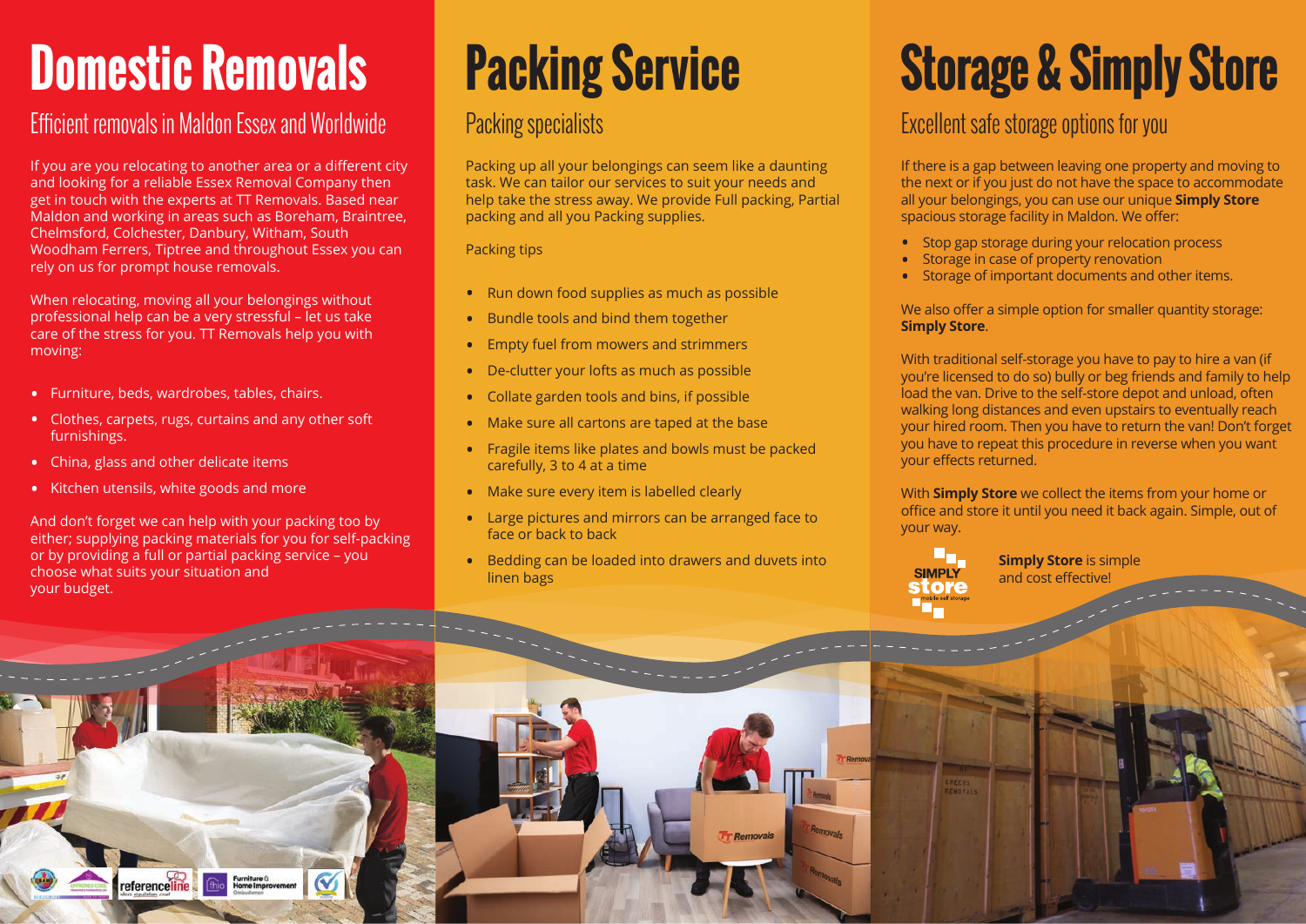# Domestic Removals

## Efficient removals in Maldon Essex and Worldwide

If you are you relocating to another area or a different city and looking for a reliable Essex Removal Company then get in touch with the experts at TT Removals. Based near Maldon and working in areas such as Boreham, Braintree, Chelmsford, Colchester, Danbury, Witham, South Woodham Ferrers, Tiptree and throughout Essex you can rely on us for prompt house removals.

When relocating, moving all your belongings without professional help can be a very stressful – let us take care of the stress for you. TT Removals help you with moving:

- Furniture, beds, wardrobes, tables, chairs.
- Clothes, carpets, rugs, curtains and any other soft furnishings.
- China, glass and other delicate items
- Kitchen utensils, white goods and more

And don't forget we can help with your packing too by either; supplying packing materials for you for self-packing or by providing a full or partial packing service – you choose what suits your situation and your budget.

# Packing Service

## Packing specialists

Packing up all your belongings can seem like a daunting task. We can tailor our services to suit your needs and help take the stress away. We provide Full packing, Partial packing and all you Packing supplies.

Packing tips

- Run down food supplies as much as possible
- Bundle tools and bind them together
- Empty fuel from mowers and strimmers
- De-clutter your lofts as much as possible
- Collate garden tools and bins, if possible
- Make sure all cartons are taped at the base
- Fragile items like plates and bowls must be packed carefully, 3 to 4 at a time
- Make sure every item is labelled clearly
- Large pictures and mirrors can be arranged face to face or back to back
- Bedding can be loaded into drawers and duvets into linen bags

# Storage & Simply Store

## Excellent safe storage options for you

If there is a gap between leaving one property and moving to the next or if you just do not have the space to accommodate all your belongings, you can use our unique **Simply Store** spacious storage facility in Maldon. We offer:

- Stop gap storage during your relocation process
- Storage in case of property renovation
- Storage of important documents and other items.

We also offer a simple option for smaller quantity storage: **Simply Store**.

With traditional self-storage you have to pay to hire a van (if you're licensed to do so) bully or beg friends and family to help load the van. Drive to the self-store depot and unload, often walking long distances and even upstairs to eventually reach your hired room. Then you have to return the van! Don't forget you have to repeat this procedure in reverse when you want your effects returned.

With **Simply Store** we collect the items from your home or office and store it until you need it back again. Simple, out of your way.

**Simply Store** is simple and cost effective!